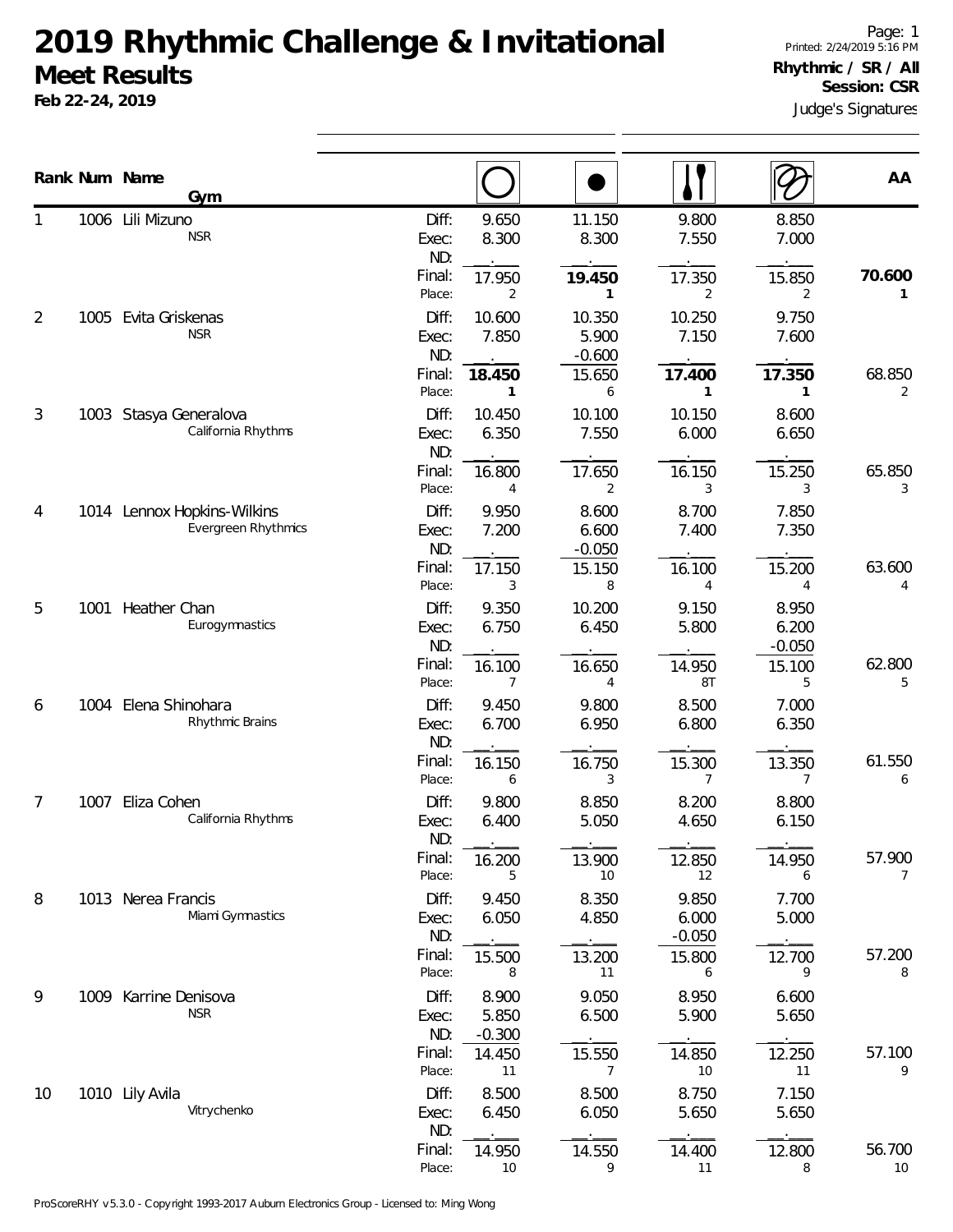# 2019 Rhythmic Challenge & Invitational

## Meet Results

**Feb 22-24, 2019**

Printed: 2/24/2019 5:16 PM

**Rhythmic / SR / All**

**Session: CSR**

Judge's Signatures

| Rank | Num | Name / Gym | | Hoop | Ball | Clubs | Ribbon | AA |
|---|---|---|---|---|---|---|---|---|
| 1 | 1006 | Lili Mizuno<br>NSR | Diff: | 9.650 | 11.150 | 9.800 | 8.850 | |
| | | | Exec: | 8.300 | 8.300 | 7.550 | 7.000 | |
| | | | ND: | | | | | |
| | | | Final: | 17.950 | **19.450** | 17.350 | 15.850 | **70.600** |
| | | | Place: | 2 | **1** | 2 | 2 | **1** |
| 2 | 1005 | Evita Griskenas<br>NSR | Diff: | 10.600 | 10.350 | 10.250 | 9.750 | |
| | | | Exec: | 7.850 | 5.900 | 7.150 | 7.600 | |
| | | | ND: | | -0.600 | | | |
| | | | Final: | **18.450** | 15.650 | **17.400** | **17.350** | 68.850 |
| | | | Place: | **1** | 6 | **1** | **1** | 2 |
| 3 | 1003 | Stasya Generalova<br>California Rhythms | Diff: | 10.450 | 10.100 | 10.150 | 8.600 | |
| | | | Exec: | 6.350 | 7.550 | 6.000 | 6.650 | |
| | | | ND: | | | | | |
| | | | Final: | 16.800 | 17.650 | 16.150 | 15.250 | 65.850 |
| | | | Place: | 4 | 2 | 3 | 3 | 3 |
| 4 | 1014 | Lennox Hopkins-Wilkins<br>Evergreen Rhythmics | Diff: | 9.950 | 8.600 | 8.700 | 7.850 | |
| | | | Exec: | 7.200 | 6.600 | 7.400 | 7.350 | |
| | | | ND: | | -0.050 | | | |
| | | | Final: | 17.150 | 15.150 | 16.100 | 15.200 | 63.600 |
| | | | Place: | 3 | 8 | 4 | 4 | 4 |
| 5 | 1001 | Heather Chan<br>Eurogymnastics | Diff: | 9.350 | 10.200 | 9.150 | 8.950 | |
| | | | Exec: | 6.750 | 6.450 | 5.800 | 6.200 | |
| | | | ND: | | | | -0.050 | |
| | | | Final: | 16.100 | 16.650 | 14.950 | 15.100 | 62.800 |
| | | | Place: | 7 | 4 | 8T | 5 | 5 |
| 6 | 1004 | Elena Shinohara<br>Rhythmic Brains | Diff: | 9.450 | 9.800 | 8.500 | 7.000 | |
| | | | Exec: | 6.700 | 6.950 | 6.800 | 6.350 | |
| | | | ND: | | | | | |
| | | | Final: | 16.150 | 16.750 | 15.300 | 13.350 | 61.550 |
| | | | Place: | 6 | 3 | 7 | 7 | 6 |
| 7 | 1007 | Eliza Cohen<br>California Rhythms | Diff: | 9.800 | 8.850 | 8.200 | 8.800 | |
| | | | Exec: | 6.400 | 5.050 | 4.650 | 6.150 | |
| | | | ND: | | | | | |
| | | | Final: | 16.200 | 13.900 | 12.850 | 14.950 | 57.900 |
| | | | Place: | 5 | 10 | 12 | 6 | 7 |
| 8 | 1013 | Nerea Francis<br>Miami Gymnastics | Diff: | 9.450 | 8.350 | 9.850 | 7.700 | |
| | | | Exec: | 6.050 | 4.850 | 6.000 | 5.000 | |
| | | | ND: | | | -0.050 | | |
| | | | Final: | 15.500 | 13.200 | 15.800 | 12.700 | 57.200 |
| | | | Place: | 8 | 11 | 6 | 9 | 8 |
| 9 | 1009 | Karrine Denisova<br>NSR | Diff: | 8.900 | 9.050 | 8.950 | 6.600 | |
| | | | Exec: | 5.850 | 6.500 | 5.900 | 5.650 | |
| | | | ND: | -0.300 | | | | |
| | | | Final: | 14.450 | 15.550 | 14.850 | 12.250 | 57.100 |
| | | | Place: | 11 | 7 | 10 | 11 | 9 |
| 10 | 1010 | Lily Avila<br>Vitrychenko | Diff: | 8.500 | 8.500 | 8.750 | 7.150 | |
| | | | Exec: | 6.450 | 6.050 | 5.650 | 5.650 | |
| | | | ND: | | | | | |
| | | | Final: | 14.950 | 14.550 | 14.400 | 12.800 | 56.700 |
| | | | Place: | 10 | 9 | 11 | 8 | 10 |

ProScoreRHY v5.3.0 - Copyright 1993-2017 Auburn Electronics Group - Licensed to: Ming Wong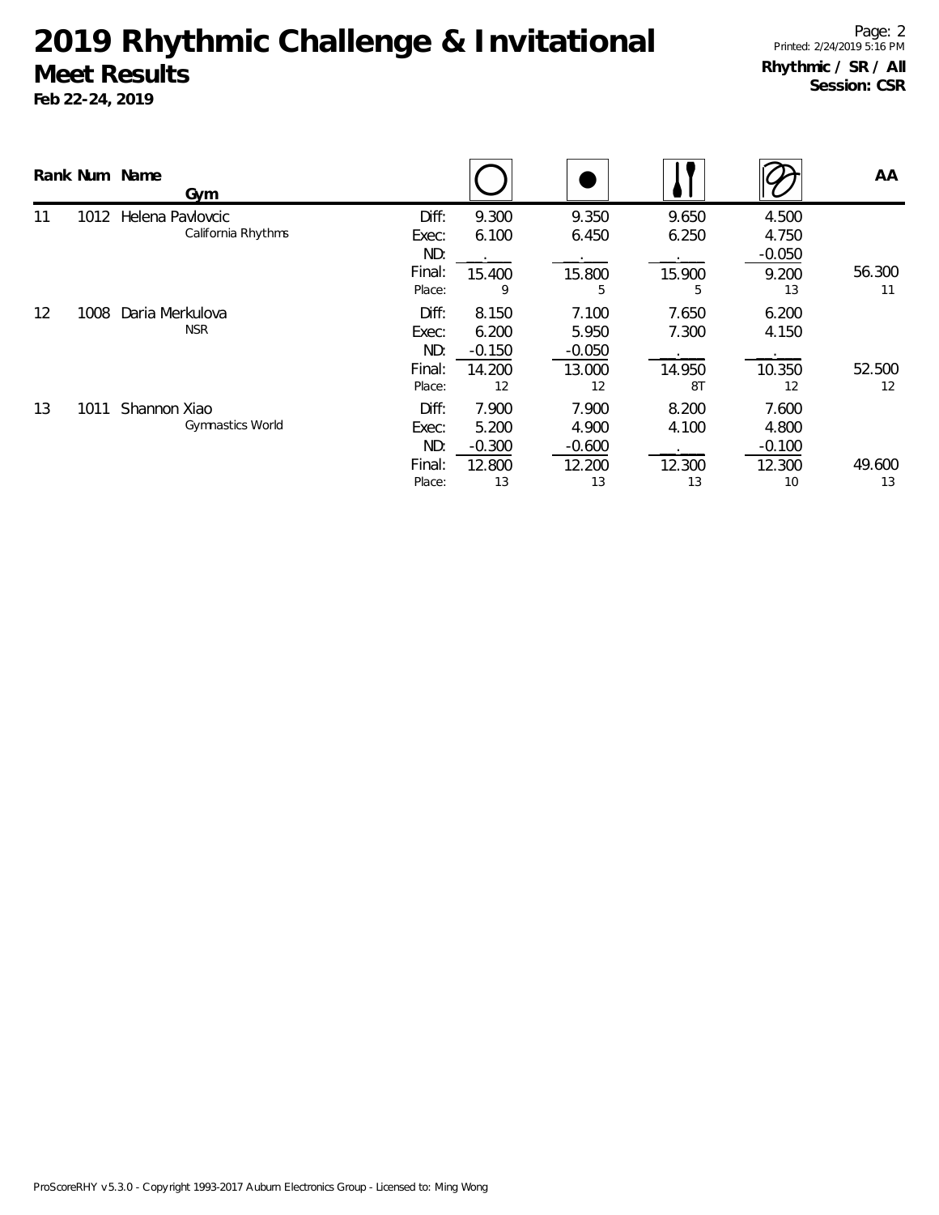# 2019 Rhythmic Challenge & Invitational

## Meet Results

**Feb 22-24, 2019**

**Rhythmic / SR / All**
**Session: CSR**

| Rank | Num | Name / Gym | | Hoop | Ball | Clubs | Ribbon | AA |
|---|---|---|---|---|---|---|---|---|
| 11 | 1012 | Helena Pavlovcic | Diff: | 9.300 | 9.350 | 9.650 | 4.500 | |
| | | California Rhythms | Exec: | 6.100 | 6.450 | 6.250 | 4.750 | |
| | | | ND: | . | . | . | -0.050 | |
| | | | Final: | 15.400 | 15.800 | 15.900 | 9.200 | 56.300 |
| | | | Place: | 9 | 5 | 5 | 13 | 11 |
| 12 | 1008 | Daria Merkulova | Diff: | 8.150 | 7.100 | 7.650 | 6.200 | |
| | | NSR | Exec: | 6.200 | 5.950 | 7.300 | 4.150 | |
| | | | ND: | -0.150 | -0.050 | . | . | |
| | | | Final: | 14.200 | 13.000 | 14.950 | 10.350 | 52.500 |
| | | | Place: | 12 | 12 | 8T | 12 | 12 |
| 13 | 1011 | Shannon Xiao | Diff: | 7.900 | 7.900 | 8.200 | 7.600 | |
| | | Gymnastics World | Exec: | 5.200 | 4.900 | 4.100 | 4.800 | |
| | | | ND: | -0.300 | -0.600 | . | -0.100 | |
| | | | Final: | 12.800 | 12.200 | 12.300 | 12.300 | 49.600 |
| | | | Place: | 13 | 13 | 13 | 10 | 13 |

ProScoreRHY v5.3.0 - Copyright 1993-2017 Auburn Electronics Group - Licensed to: Ming Wong